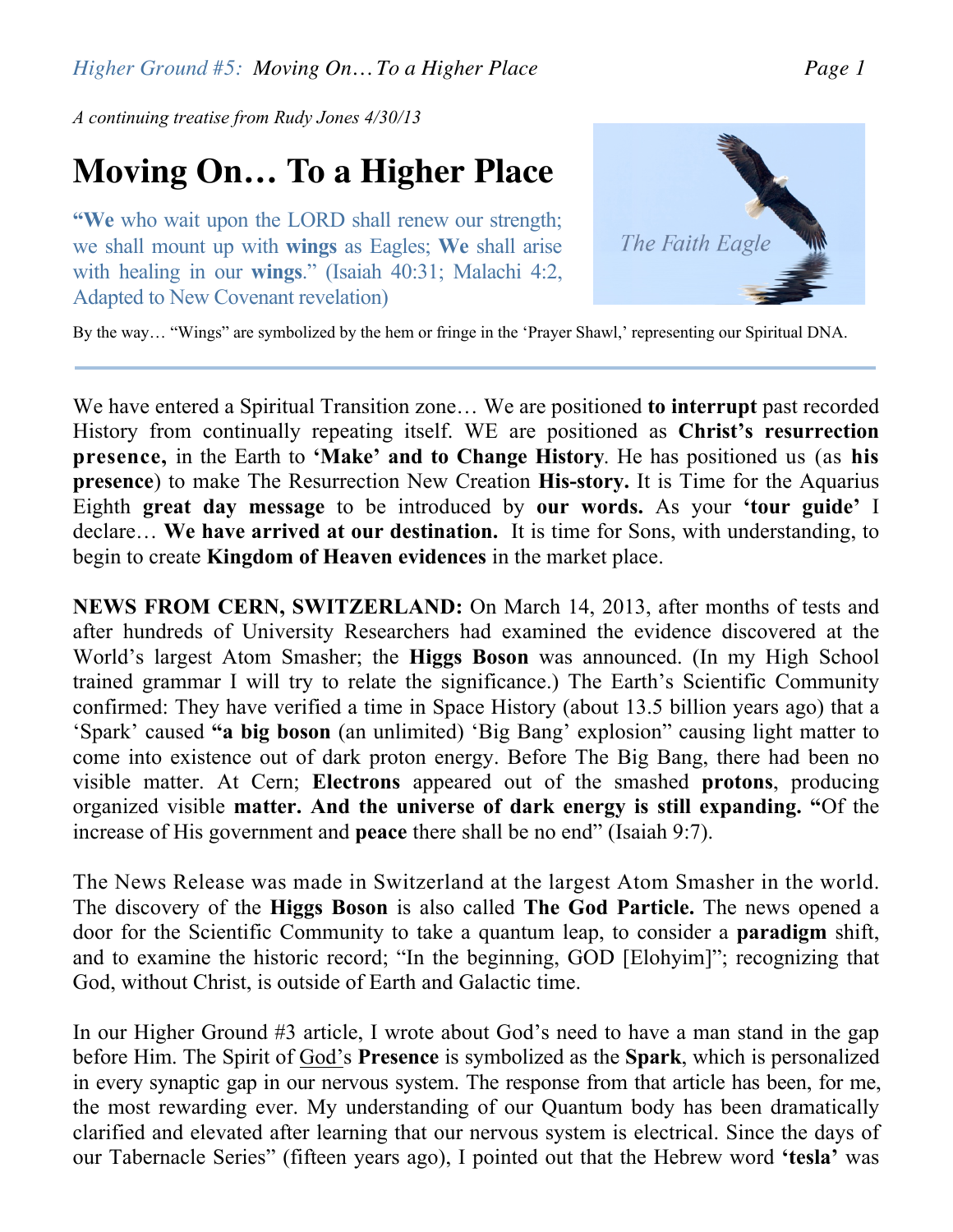*A continuing treatise from Rudy Jones 4/30/13*

# Moving On… To a Higher Place

"**We** who wait upon the LORD shall renew our strength; we shall mount up with **wings** as Eagles; **We** shall arise with healing in our **wings**." (Isaiah 40:31; Malachi 4:2, Adapted to New Covenant revelation)

The Faith Eagle

By the way… "Wings" are symbolized by the hem or fringe in the 'Prayer Shawl,' representing our Spiritual DNA.

---

We have entered a Spiritual Transition zone… We are positioned **to interrupt** past recorded History from continually repeating itself. WE are positioned as **Christ's resurrection presence,** in the Earth to **'Make' and to Change History**. He has positioned us (as **his presence**) to make The Resurrection New Creation **His-story.** It is Time for the Aquarius Eighth **great day message** to be introduced by **our words.** As your **'tour guide'** I declare… **We have arrived at our destination.** It is time for Sons, with understanding, to begin to create **Kingdom of Heaven evidences** in the market place.

**NEWS FROM CERN, SWITZERLAND:** On March 14, 2013, after months of tests and after hundreds of University Researchers had examined the evidence discovered at the World's largest Atom Smasher; the **Higgs Boson** was announced. (In my High School trained grammar I will try to relate the significance.) The Earth's Scientific Community confirmed: They have verified a time in Space History (about 13.5 billion years ago) that a 'Spark' caused **"a big boson** (an unlimited) 'Big Bang' explosion" causing light matter to come into existence out of dark proton energy. Before The Big Bang, there had been no visible matter. At Cern; **Electrons** appeared out of the smashed **protons**, producing organized visible **matter. And the universe of dark energy is still expanding. "**Of the increase of His government and **peace** there shall be no end" (Isaiah 9:7).

The News Release was made in Switzerland at the largest Atom Smasher in the world. The discovery of the **Higgs Boson** is also called **The God Particle.** The news opened a door for the Scientific Community to take a quantum leap, to consider a **paradigm** shift, and to examine the historic record; "In the beginning, GOD [Elohyim]"; recognizing that God, without Christ, is outside of Earth and Galactic time.

In our Higher Ground #3 article, I wrote about God's need to have a man stand in the gap before Him. The Spirit of God's **Presence** is symbolized as the **Spark**, which is personalized in every synaptic gap in our nervous system. The response from that article has been, for me, the most rewarding ever. My understanding of our Quantum body has been dramatically clarified and elevated after learning that our nervous system is electrical. Since the days of our Tabernacle Series" (fifteen years ago), I pointed out that the Hebrew word **'tesla'** was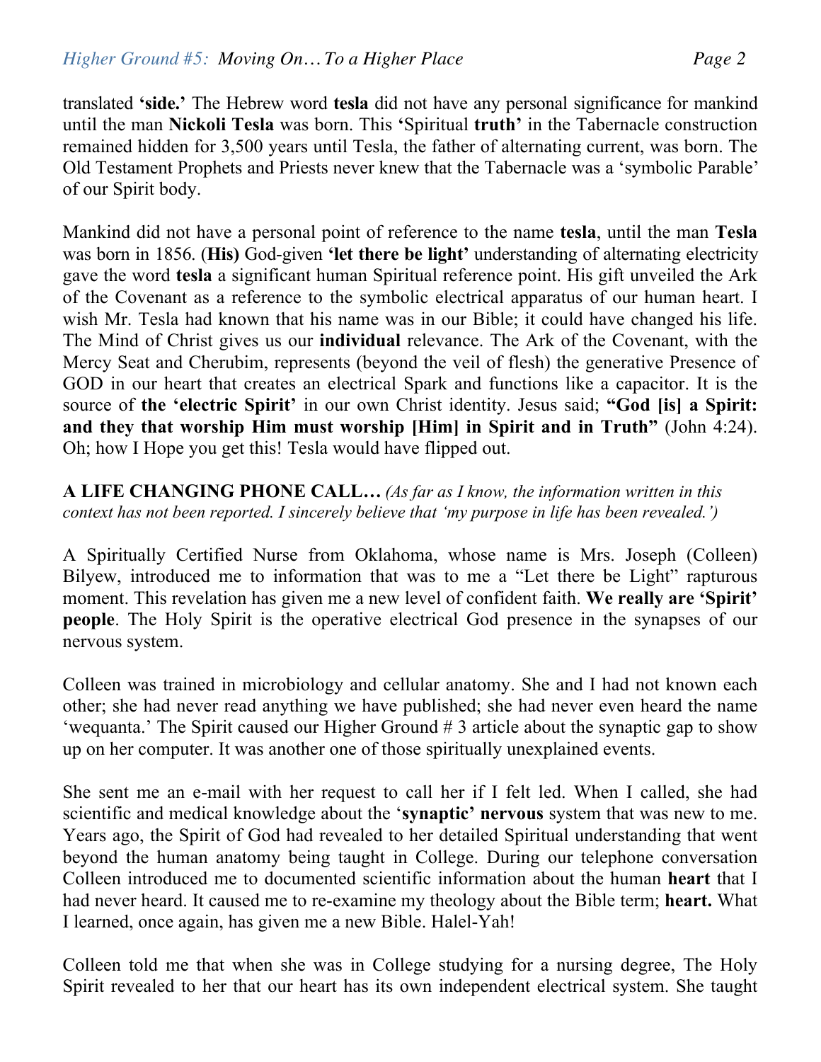translated **'side.'** The Hebrew word **tesla** did not have any personal significance for mankind until the man **Nickoli Tesla** was born. This **'**Spiritual **truth'** in the Tabernacle construction remained hidden for 3,500 years until Tesla, the father of alternating current, was born. The Old Testament Prophets and Priests never knew that the Tabernacle was a 'symbolic Parable' of our Spirit body.

Mankind did not have a personal point of reference to the name **tesla**, until the man **Tesla** was born in 1856. (**His)** God-given **'let there be light'** understanding of alternating electricity gave the word **tesla** a significant human Spiritual reference point. His gift unveiled the Ark of the Covenant as a reference to the symbolic electrical apparatus of our human heart. I wish Mr. Tesla had known that his name was in our Bible; it could have changed his life. The Mind of Christ gives us our **individual** relevance. The Ark of the Covenant, with the Mercy Seat and Cherubim, represents (beyond the veil of flesh) the generative Presence of GOD in our heart that creates an electrical Spark and functions like a capacitor. It is the source of **the 'electric Spirit'** in our own Christ identity. Jesus said; **"God [is] a Spirit: and they that worship Him must worship [Him] in Spirit and in Truth"** (John 4:24). Oh; how I Hope you get this! Tesla would have flipped out.

**A LIFE CHANGING PHONE CALL…** *(As far as I know, the information written in this context has not been reported. I sincerely believe that 'my purpose in life has been revealed.')*

A Spiritually Certified Nurse from Oklahoma, whose name is Mrs. Joseph (Colleen) Bilyew, introduced me to information that was to me a "Let there be Light" rapturous moment. This revelation has given me a new level of confident faith. **We really are 'Spirit' people**. The Holy Spirit is the operative electrical God presence in the synapses of our nervous system.

Colleen was trained in microbiology and cellular anatomy. She and I had not known each other; she had never read anything we have published; she had never even heard the name 'wequanta.' The Spirit caused our Higher Ground # 3 article about the synaptic gap to show up on her computer. It was another one of those spiritually unexplained events.

She sent me an e-mail with her request to call her if I felt led. When I called, she had scientific and medical knowledge about the '**synaptic' nervous** system that was new to me. Years ago, the Spirit of God had revealed to her detailed Spiritual understanding that went beyond the human anatomy being taught in College. During our telephone conversation Colleen introduced me to documented scientific information about the human **heart** that I had never heard. It caused me to re-examine my theology about the Bible term; **heart.** What I learned, once again, has given me a new Bible. Halel-Yah!

Colleen told me that when she was in College studying for a nursing degree, The Holy Spirit revealed to her that our heart has its own independent electrical system. She taught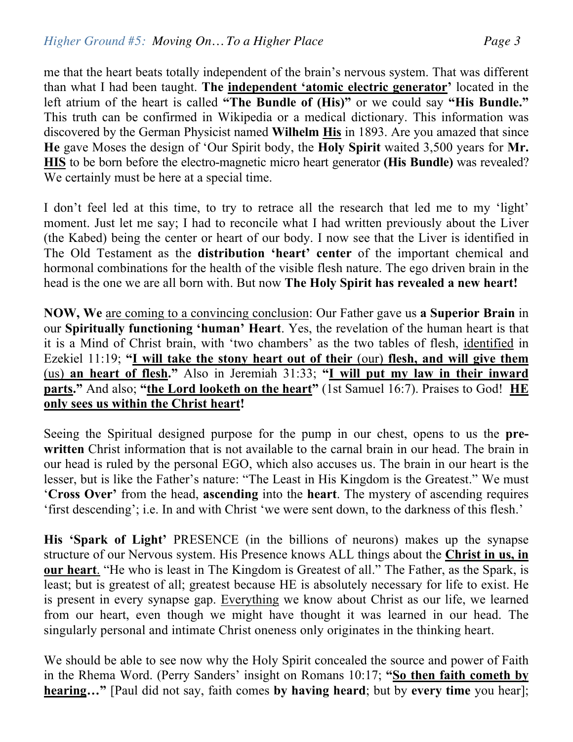me that the heart beats totally independent of the brain's nervous system. That was different than what I had been taught. **The <u>independent 'atomic electric generator'</u>** located in the left atrium of the heart is called **"The Bundle of (His)"** or we could say **"His Bundle."** This truth can be confirmed in Wikipedia or a medical dictionary. This information was discovered by the German Physicist named **Wilhelm <u>His</u>** in 1893. Are you amazed that since **He** gave Moses the design of 'Our Spirit body, the **Holy Spirit** waited 3,500 years for **Mr. <u>HIS</u>** to be born before the electro-magnetic micro heart generator **(His Bundle)** was revealed? We certainly must be here at a special time.

I don't feel led at this time, to try to retrace all the research that led me to my 'light' moment. Just let me say; I had to reconcile what I had written previously about the Liver (the Kabed) being the center or heart of our body. I now see that the Liver is identified in The Old Testament as the **distribution 'heart' center** of the important chemical and hormonal combinations for the health of the visible flesh nature. The ego driven brain in the head is the one we are all born with. But now **The Holy Spirit has revealed a new heart!**

**NOW, We** <u>are coming to a convincing conclusion</u>: Our Father gave us **a Superior Brain** in our **Spiritually functioning 'human' Heart**. Yes, the revelation of the human heart is that it is a Mind of Christ brain, with 'two chambers' as the two tables of flesh, <u>identified</u> in Ezekiel 11:19; **"<u>I will take the stony heart out of their</u>** <u>(our)</u> **<u>flesh, and will give them</u>** <u>(us)</u> **<u>an heart of flesh</u>."** Also in Jeremiah 31:33; **"<u>I will put my law in their inward parts</u>."** And also; **"<u>the Lord looketh on the heart</u>"** (1st Samuel 16:7). Praises to God! **<u>HE only sees us within the Christ heart</u>!**

Seeing the Spiritual designed purpose for the pump in our chest, opens to us the **pre-written** Christ information that is not available to the carnal brain in our head. The brain in our head is ruled by the personal EGO, which also accuses us. The brain in our heart is the lesser, but is like the Father's nature: "The Least in His Kingdom is the Greatest." We must '**Cross Over**' from the head, **ascending** into the **heart**. The mystery of ascending requires 'first descending'; i.e. In and with Christ 'we were sent down, to the darkness of this flesh.'

**His 'Spark of Light'** PRESENCE (in the billions of neurons) makes up the synapse structure of our Nervous system. His Presence knows ALL things about the **<u>Christ in us, in our heart</u>**. "He who is least in The Kingdom is Greatest of all." The Father, as the Spark, is least; but is greatest of all; greatest because HE is absolutely necessary for life to exist. He is present in every synapse gap. <u>Everything</u> we know about Christ as our life, we learned from our heart, even though we might have thought it was learned in our head. The singularly personal and intimate Christ oneness only originates in the thinking heart.

We should be able to see now why the Holy Spirit concealed the source and power of Faith in the Rhema Word. (Perry Sanders' insight on Romans 10:17; **"<u>So then faith cometh by hearing</u>…"** [Paul did not say, faith comes **by having heard**; but by **every time** you hear];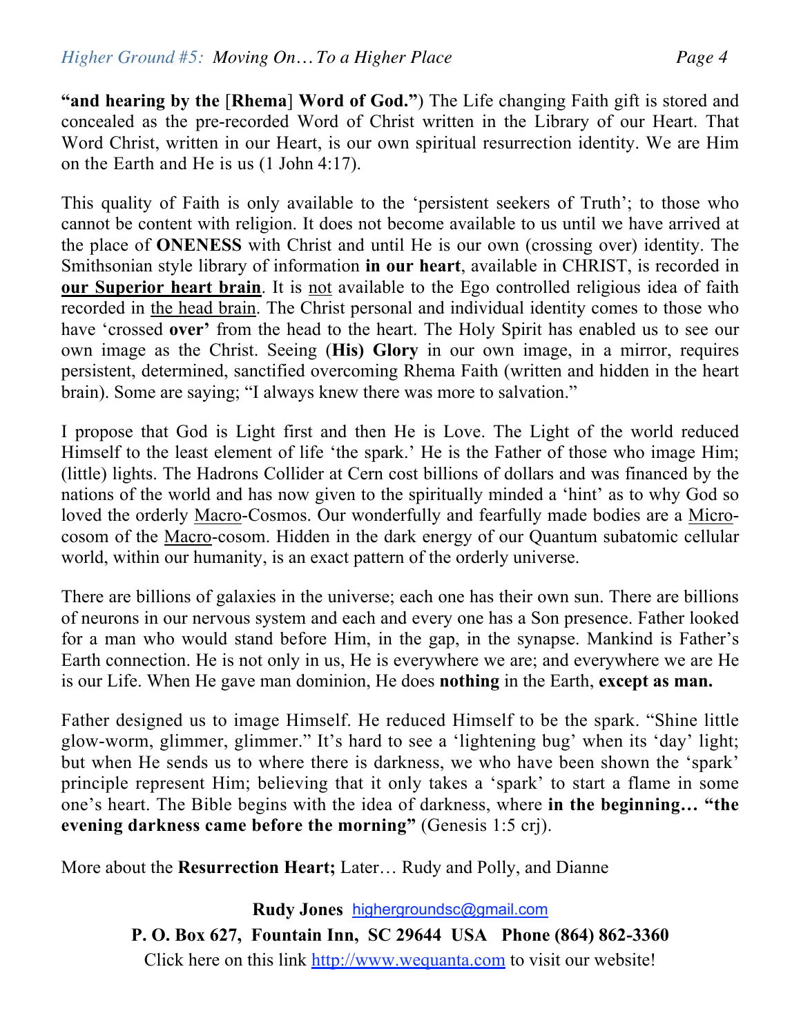**"and hearing by the [Rhema] Word of God."**) The Life changing Faith gift is stored and concealed as the pre-recorded Word of Christ written in the Library of our Heart. That Word Christ, written in our Heart, is our own spiritual resurrection identity. We are Him on the Earth and He is us (1 John 4:17).

This quality of Faith is only available to the 'persistent seekers of Truth'; to those who cannot be content with religion. It does not become available to us until we have arrived at the place of **ONENESS** with Christ and until He is our own (crossing over) identity. The Smithsonian style library of information **in our heart**, available in CHRIST, is recorded in **our Superior heart brain**. It is not available to the Ego controlled religious idea of faith recorded in the head brain. The Christ personal and individual identity comes to those who have 'crossed **over'** from the head to the heart. The Holy Spirit has enabled us to see our own image as the Christ. Seeing (**His) Glory** in our own image, in a mirror, requires persistent, determined, sanctified overcoming Rhema Faith (written and hidden in the heart brain). Some are saying; "I always knew there was more to salvation."

I propose that God is Light first and then He is Love. The Light of the world reduced Himself to the least element of life 'the spark.' He is the Father of those who image Him; (little) lights. The Hadrons Collider at Cern cost billions of dollars and was financed by the nations of the world and has now given to the spiritually minded a 'hint' as to why God so loved the orderly Macro-Cosmos. Our wonderfully and fearfully made bodies are a Micro-cosom of the Macro-cosom. Hidden in the dark energy of our Quantum subatomic cellular world, within our humanity, is an exact pattern of the orderly universe.

There are billions of galaxies in the universe; each one has their own sun. There are billions of neurons in our nervous system and each and every one has a Son presence. Father looked for a man who would stand before Him, in the gap, in the synapse. Mankind is Father's Earth connection. He is not only in us, He is everywhere we are; and everywhere we are He is our Life. When He gave man dominion, He does **nothing** in the Earth, **except as man.**

Father designed us to image Himself. He reduced Himself to be the spark. "Shine little glow-worm, glimmer, glimmer." It's hard to see a 'lightening bug' when its 'day' light; but when He sends us to where there is darkness, we who have been shown the 'spark' principle represent Him; believing that it only takes a 'spark' to start a flame in some one's heart. The Bible begins with the idea of darkness, where **in the beginning… "the evening darkness came before the morning"** (Genesis 1:5 crj).

More about the **Resurrection Heart;** Later… Rudy and Polly, and Dianne

**Rudy Jones** highergroundsc@gmail.com
**P. O. Box 627, Fountain Inn, SC 29644 USA Phone (864) 862-3360**
Click here on this link http://www.wequanta.com to visit our website!